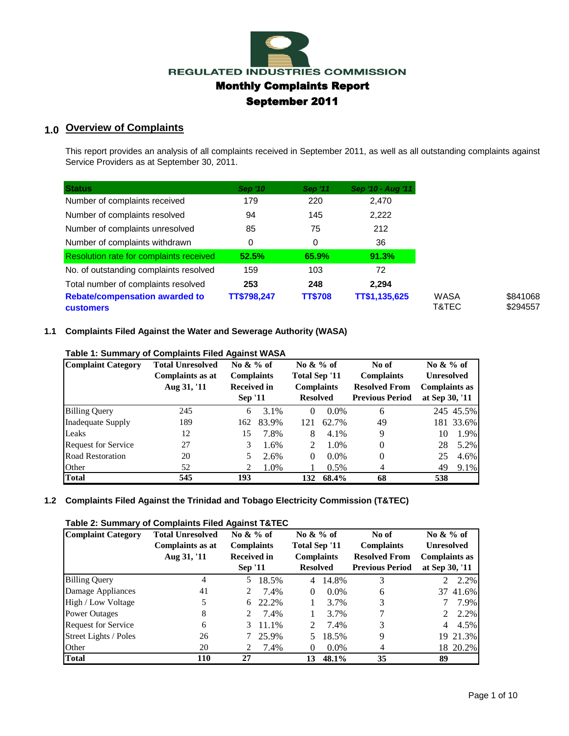# REGULATED INDUSTRIES COMMISSION

## Monthly Complaints Report

## September 2011

## 1.0 Overview of Complaints

This report provides an analysis of all complaints received in September 2011, as well as all outstanding complaints against Service Providers as at September 30, 2011.

| Status | Sep '10 | Sep '11 | Sep '10 - Aug '11 | | |
|---|---|---|---|---|---|
| Number of complaints received | 179 | 220 | 2,470 | | |
| Number of complaints resolved | 94 | 145 | 2,222 | | |
| Number of complaints unresolved | 85 | 75 | 212 | | |
| Number of complaints withdrawn | 0 | 0 | 36 | | |
| Resolution rate for complaints received | 52.5% | 65.9% | 91.3% | | |
| No. of outstanding complaints resolved | 159 | 103 | 72 | | |
| Total number of complaints resolved | **253** | **248** | **2,294** | | |
| **Rebate/compensation awarded to customers** | **TT$798,247** | **TT$708** | **TT$1,135,625** | WASA<br>T&TEC | $841068<br>$294557 |

### 1.1 Complaints Filed Against the Water and Sewerage Authority (WASA)

**Table 1: Summary of Complaints Filed Against WASA**

| Complaint Category | Total Unresolved Complaints as at Aug 31, '11 | No & % of Complaints Received in Sep '11 | | No & % of Total Sep '11 Complaints Resolved | | No of Complaints Resolved From Previous Period | No & % of Unresolved Complaints as at Sep 30, '11 | |
|---|---|---|---|---|---|---|---|---|
| Billing Query | 245 | 6 | 3.1% | 0 | 0.0% | 6 | 245 | 45.5% |
| Inadequate Supply | 189 | 162 | 83.9% | 121 | 62.7% | 49 | 181 | 33.6% |
| Leaks | 12 | 15 | 7.8% | 8 | 4.1% | 9 | 10 | 1.9% |
| Request for Service | 27 | 3 | 1.6% | 2 | 1.0% | 0 | 28 | 5.2% |
| Road Restoration | 20 | 5 | 2.6% | 0 | 0.0% | 0 | 25 | 4.6% |
| Other | 52 | 2 | 1.0% | 1 | 0.5% | 4 | 49 | 9.1% |
| **Total** | **545** | **193** | | **132** | **68.4%** | **68** | **538** | |

### 1.2 Complaints Filed Against the Trinidad and Tobago Electricity Commission (T&TEC)

**Table 2: Summary of Complaints Filed Against T&TEC**

| Complaint Category | Total Unresolved Complaints as at Aug 31, '11 | No & % of Complaints Received in Sep '11 | | No & % of Total Sep '11 Complaints Resolved | | No of Complaints Resolved From Previous Period | No & % of Unresolved Complaints as at Sep 30, '11 | |
|---|---|---|---|---|---|---|---|---|
| Billing Query | 4 | 5 | 18.5% | 4 | 14.8% | 3 | 2 | 2.2% |
| Damage Appliances | 41 | 2 | 7.4% | 0 | 0.0% | 6 | 37 | 41.6% |
| High / Low Voltage | 5 | 6 | 22.2% | 1 | 3.7% | 3 | 7 | 7.9% |
| Power Outages | 8 | 2 | 7.4% | 1 | 3.7% | 7 | 2 | 2.2% |
| Request for Service | 6 | 3 | 11.1% | 2 | 7.4% | 3 | 4 | 4.5% |
| Street Lights / Poles | 26 | 7 | 25.9% | 5 | 18.5% | 9 | 19 | 21.3% |
| Other | 20 | 2 | 7.4% | 0 | 0.0% | 4 | 18 | 20.2% |
| **Total** | **110** | **27** | | **13** | **48.1%** | **35** | **89** | |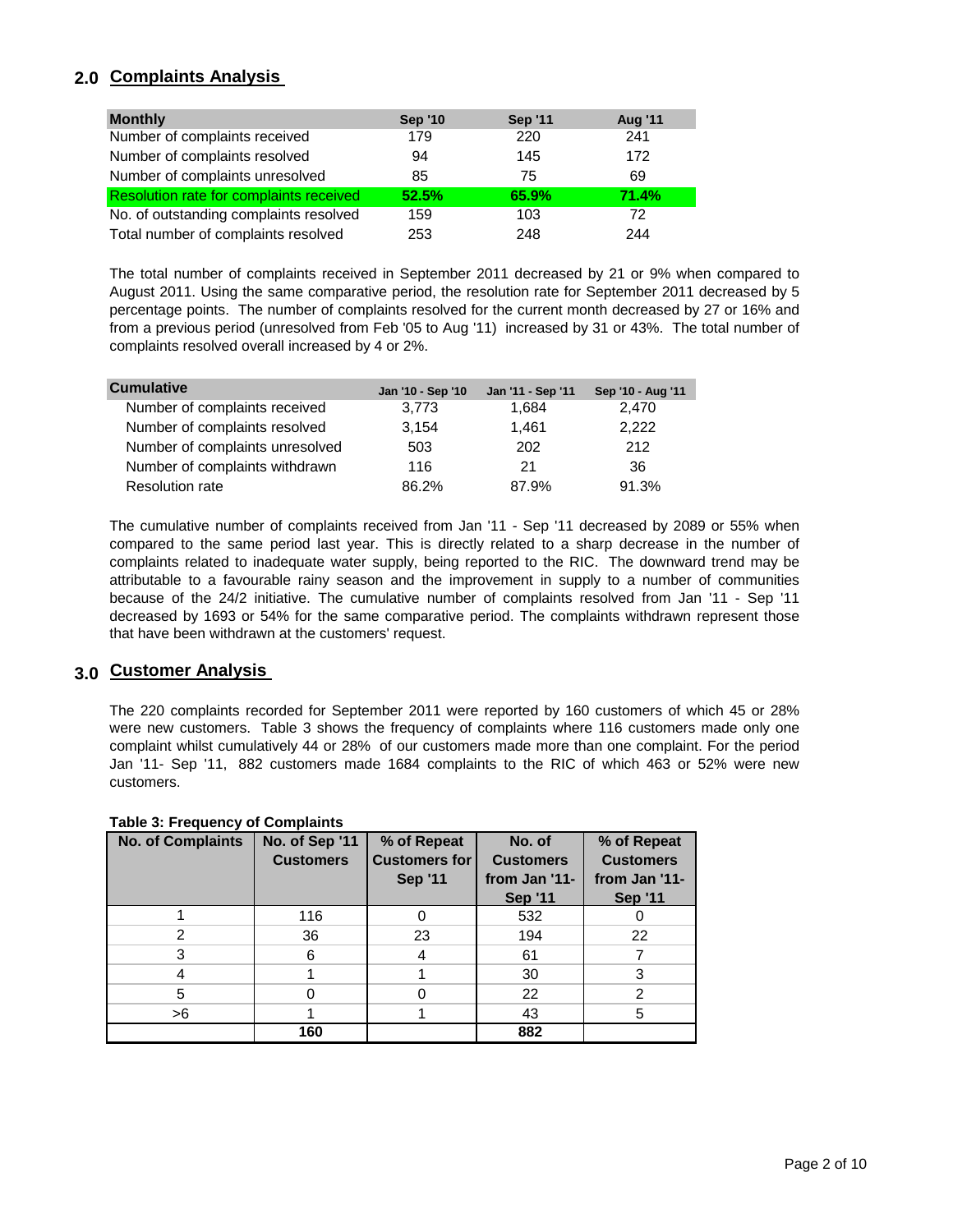## 2.0 Complaints Analysis

| Monthly | Sep '10 | Sep '11 | Aug '11 |
|---|---|---|---|
| Number of complaints received | 179 | 220 | 241 |
| Number of complaints resolved | 94 | 145 | 172 |
| Number of complaints unresolved | 85 | 75 | 69 |
| **Resolution rate for complaints received** | **52.5%** | **65.9%** | **71.4%** |
| No. of outstanding complaints resolved | 159 | 103 | 72 |
| Total number of complaints resolved | 253 | 248 | 244 |

The total number of complaints received in September 2011 decreased by 21 or 9% when compared to August 2011. Using the same comparative period, the resolution rate for September 2011 decreased by 5 percentage points. The number of complaints resolved for the current month decreased by 27 or 16% and from a previous period (unresolved from Feb '05 to Aug '11) increased by 31 or 43%. The total number of complaints resolved overall increased by 4 or 2%.

| Cumulative | Jan '10 - Sep '10 | Jan '11 - Sep '11 | Sep '10 - Aug '11 |
|---|---|---|---|
| Number of complaints received | 3,773 | 1,684 | 2,470 |
| Number of complaints resolved | 3,154 | 1,461 | 2,222 |
| Number of complaints unresolved | 503 | 202 | 212 |
| Number of complaints withdrawn | 116 | 21 | 36 |
| Resolution rate | 86.2% | 87.9% | 91.3% |

The cumulative number of complaints received from Jan '11 - Sep '11 decreased by 2089 or 55% when compared to the same period last year. This is directly related to a sharp decrease in the number of complaints related to inadequate water supply, being reported to the RIC. The downward trend may be attributable to a favourable rainy season and the improvement in supply to a number of communities because of the 24/2 initiative. The cumulative number of complaints resolved from Jan '11 - Sep '11 decreased by 1693 or 54% for the same comparative period. The complaints withdrawn represent those that have been withdrawn at the customers' request.

## 3.0 Customer Analysis

The 220 complaints recorded for September 2011 were reported by 160 customers of which 45 or 28% were new customers. Table 3 shows the frequency of complaints where 116 customers made only one complaint whilst cumulatively 44 or 28% of our customers made more than one complaint. For the period Jan '11- Sep '11, 882 customers made 1684 complaints to the RIC of which 463 or 52% were new customers.

**Table 3: Frequency of Complaints**

| No. of Complaints | No. of Sep '11 Customers | % of Repeat Customers for Sep '11 | No. of Customers from Jan '11- Sep '11 | % of Repeat Customers from Jan '11- Sep '11 |
|---|---|---|---|---|
| 1 | 116 | 0 | 532 | 0 |
| 2 | 36 | 23 | 194 | 22 |
| 3 | 6 | 4 | 61 | 7 |
| 4 | 1 | 1 | 30 | 3 |
| 5 | 0 | 0 | 22 | 2 |
| >6 | 1 | 1 | 43 | 5 |
| | **160** | | **882** | |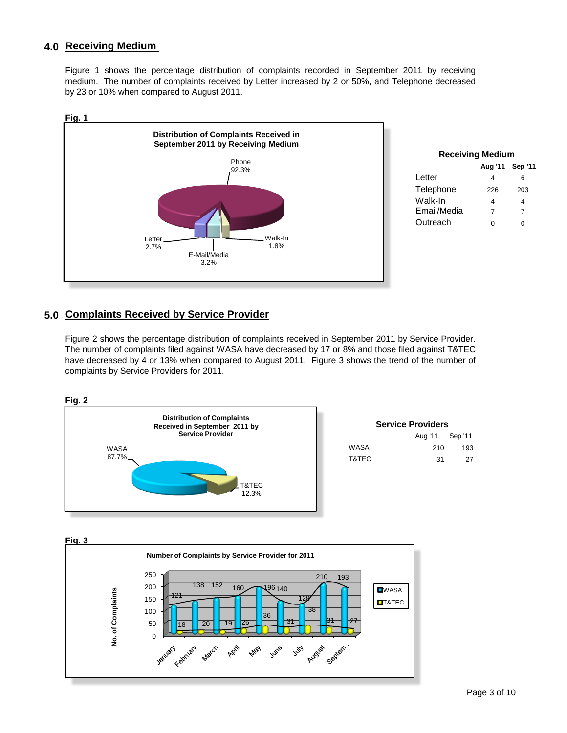## 4.0 Receiving Medium

Figure 1 shows the percentage distribution of complaints recorded in September 2011 by receiving medium. The number of complaints received by Letter increased by 2 or 50%, and Telephone decreased by 23 or 10% when compared to August 2011.

**Fig. 1**

**Distribution of Complaints Received in September 2011 by Receiving Medium**

Phone 92.3%
Letter 2.7%
E-Mail/Media 3.2%
Walk-In 1.8%

**Receiving Medium**

| | Aug '11 | Sep '11 |
|---|---|---|
| Letter | 4 | 6 |
| Telephone | 226 | 203 |
| Walk-In | 4 | 4 |
| Email/Media | 7 | 7 |
| Outreach | 0 | 0 |

## 5.0 Complaints Received by Service Provider

Figure 2 shows the percentage distribution of complaints received in September 2011 by Service Provider. The number of complaints filed against WASA have decreased by 17 or 8% and those filed against T&TEC have decreased by 4 or 13% when compared to August 2011. Figure 3 shows the trend of the number of complaints by Service Providers for 2011.

**Fig. 2**

**Distribution of Complaints Received in September 2011 by Service Provider**

WASA 87.7%
T&TEC 12.3%

**Service Providers**

| | Aug '11 | Sep '11 |
|---|---|---|
| WASA | 210 | 193 |
| T&TEC | 31 | 27 |

**Fig. 3**

**Number of Complaints by Service Provider for 2011**

| | January | February | March | April | May | June | July | August | Septem.. |
|---|---|---|---|---|---|---|---|---|---|
| WASA | 121 | 138 | 152 | 160 | 196 | 140 | 128 | 210 | 193 |
| T&TEC | 18 | 20 | 19 | 26 | 36 | 31 | 38 | 31 | 27 |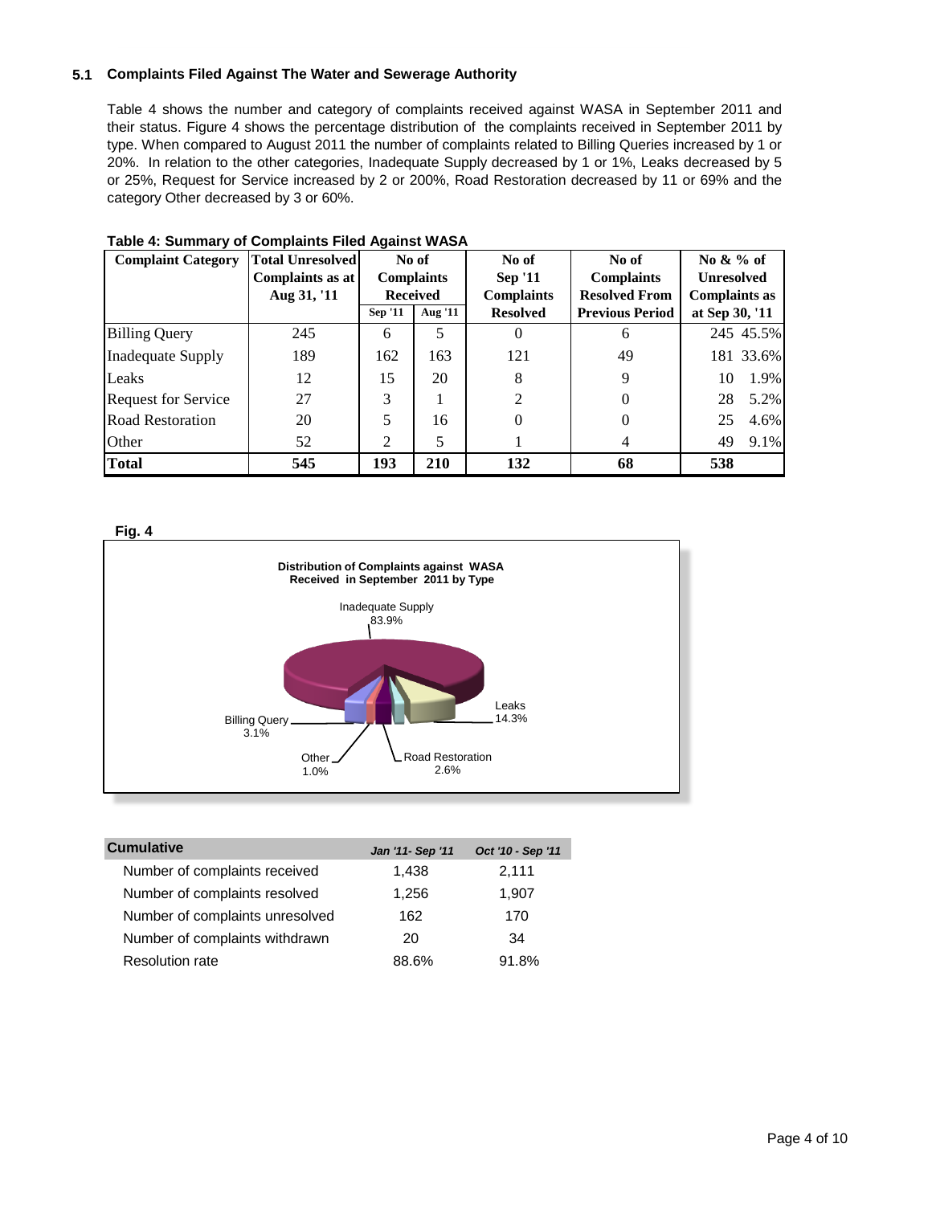### 5.1 Complaints Filed Against The Water and Sewerage Authority

Table 4 shows the number and category of complaints received against WASA in September 2011 and their status. Figure 4 shows the percentage distribution of the complaints received in September 2011 by type. When compared to August 2011 the number of complaints related to Billing Queries increased by 1 or 20%. In relation to the other categories, Inadequate Supply decreased by 1 or 1%, Leaks decreased by 5 or 25%, Request for Service increased by 2 or 200%, Road Restoration decreased by 11 or 69% and the category Other decreased by 3 or 60%.

**Table 4: Summary of Complaints Filed Against WASA**

| Complaint Category | Total Unresolved Complaints as at Aug 31, '11 | No of Complaints Received | | No of Sep '11 Complaints Resolved | No of Complaints Resolved From Previous Period | No & % of Unresolved Complaints as at Sep 30, '11 | |
|---|---|---|---|---|---|---|---|
| | | Sep '11 | Aug '11 | | | | |
| Billing Query | 245 | 6 | 5 | 0 | 6 | 245 | 45.5% |
| Inadequate Supply | 189 | 162 | 163 | 121 | 49 | 181 | 33.6% |
| Leaks | 12 | 15 | 20 | 8 | 9 | 10 | 1.9% |
| Request for Service | 27 | 3 | 1 | 2 | 0 | 28 | 5.2% |
| Road Restoration | 20 | 5 | 16 | 0 | 0 | 25 | 4.6% |
| Other | 52 | 2 | 5 | 1 | 4 | 49 | 9.1% |
| **Total** | **545** | **193** | **210** | **132** | **68** | **538** | |

**Fig. 4**

**Distribution of Complaints against WASA Received in September 2011 by Type**

Inadequate Supply 83.9%; Leaks 14.3%; Road Restoration 2.6%; Other 1.0%; Billing Query 3.1%

| Cumulative | *Jan '11- Sep '11* | *Oct '10 - Sep '11* |
|---|---|---|
| Number of complaints received | 1,438 | 2,111 |
| Number of complaints resolved | 1,256 | 1,907 |
| Number of complaints unresolved | 162 | 170 |
| Number of complaints withdrawn | 20 | 34 |
| Resolution rate | 88.6% | 91.8% |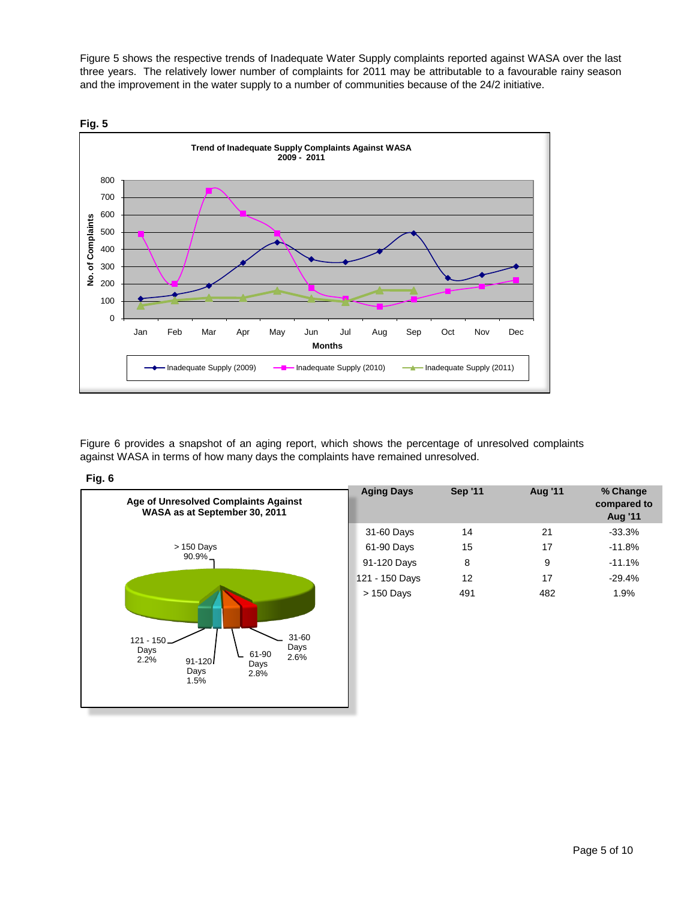Figure 5 shows the respective trends of Inadequate Water Supply complaints reported against WASA over the last three years. The relatively lower number of complaints for 2011 may be attributable to a favourable rainy season and the improvement in the water supply to a number of communities because of the 24/2 initiative.

**Fig. 5**

Figure 6 provides a snapshot of an aging report, which shows the percentage of unresolved complaints against WASA in terms of how many days the complaints have remained unresolved.

**Fig. 6**

| Aging Days | Sep '11 | Aug '11 | % Change compared to Aug '11 |
|---|---|---|---|
| 31-60 Days | 14 | 21 | -33.3% |
| 61-90 Days | 15 | 17 | -11.8% |
| 91-120 Days | 8 | 9 | -11.1% |
| 121 - 150 Days | 12 | 17 | -29.4% |
| > 150 Days | 491 | 482 | 1.9% |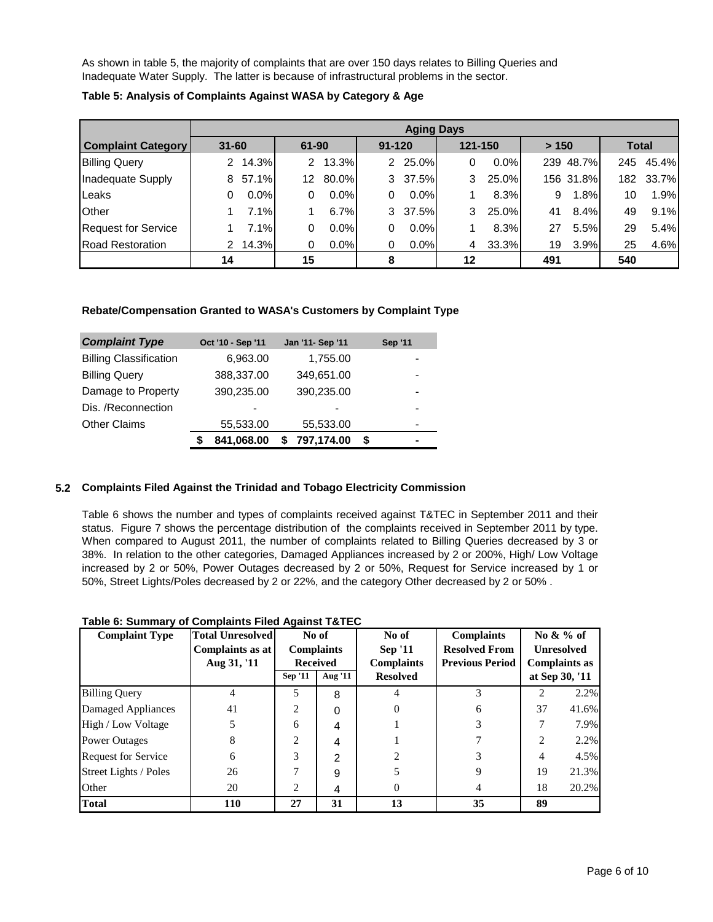As shown in table 5, the majority of complaints that are over 150 days relates to Billing Queries and Inadequate Water Supply. The latter is because of infrastructural problems in the sector.

**Table 5: Analysis of Complaints Against WASA by Category & Age**

| | Aging Days | | | | | | | | | | | |
|---|---|---|---|---|---|---|---|---|---|---|---|---|
| **Complaint Category** | **31-60** | | **61-90** | | **91-120** | | **121-150** | | **> 150** | | **Total** | |
| Billing Query | 2 | 14.3% | 2 | 13.3% | 2 | 25.0% | 0 | 0.0% | 239 | 48.7% | 245 | 45.4% |
| Inadequate Supply | 8 | 57.1% | 12 | 80.0% | 3 | 37.5% | 3 | 25.0% | 156 | 31.8% | 182 | 33.7% |
| Leaks | 0 | 0.0% | 0 | 0.0% | 0 | 0.0% | 1 | 8.3% | 9 | 1.8% | 10 | 1.9% |
| Other | 1 | 7.1% | 1 | 6.7% | 3 | 37.5% | 3 | 25.0% | 41 | 8.4% | 49 | 9.1% |
| Request for Service | 1 | 7.1% | 0 | 0.0% | 0 | 0.0% | 1 | 8.3% | 27 | 5.5% | 29 | 5.4% |
| Road Restoration | 2 | 14.3% | 0 | 0.0% | 0 | 0.0% | 4 | 33.3% | 19 | 3.9% | 25 | 4.6% |
| | **14** | | **15** | | **8** | | **12** | | **491** | | **540** | |

**Rebate/Compensation Granted to WASA's Customers by Complaint Type**

| ***Complaint Type*** | **Oct '10 - Sep '11** | **Jan '11- Sep '11** | **Sep '11** |
|---|---|---|---|
| Billing Classification | 6,963.00 | 1,755.00 | - |
| Billing Query | 388,337.00 | 349,651.00 | - |
| Damage to Property | 390,235.00 | 390,235.00 | - |
| Dis. /Reconnection | - | - | - |
| Other Claims | 55,533.00 | 55,533.00 | - |
| | **$ 841,068.00** | **$ 797,174.00** | **$ -** |

## 5.2 Complaints Filed Against the Trinidad and Tobago Electricity Commission

Table 6 shows the number and types of complaints received against T&TEC in September 2011 and their status. Figure 7 shows the percentage distribution of the complaints received in September 2011 by type. When compared to August 2011, the number of complaints related to Billing Queries decreased by 3 or 38%. In relation to the other categories, Damaged Appliances increased by 2 or 200%, High/ Low Voltage increased by 2 or 50%, Power Outages decreased by 2 or 50%, Request for Service increased by 1 or 50%, Street Lights/Poles decreased by 2 or 22%, and the category Other decreased by 2 or 50% .

**Table 6: Summary of Complaints Filed Against T&TEC**

| Complaint Type | Total Unresolved Complaints as at Aug 31, '11 | No of Complaints Received | | No of Sep '11 Complaints Resolved | Complaints Resolved From Previous Period | No & % of Unresolved Complaints as at Sep 30, '11 | |
|---|---|---|---|---|---|---|---|
| | | Sep '11 | Aug '11 | | | | |
| Billing Query | 4 | 5 | 8 | 4 | 3 | 2 | 2.2% |
| Damaged Appliances | 41 | 2 | 0 | 0 | 6 | 37 | 41.6% |
| High / Low Voltage | 5 | 6 | 4 | 1 | 3 | 7 | 7.9% |
| Power Outages | 8 | 2 | 4 | 1 | 7 | 2 | 2.2% |
| Request for Service | 6 | 3 | 2 | 2 | 3 | 4 | 4.5% |
| Street Lights / Poles | 26 | 7 | 9 | 5 | 9 | 19 | 21.3% |
| Other | 20 | 2 | 4 | 0 | 4 | 18 | 20.2% |
| **Total** | **110** | **27** | **31** | **13** | **35** | **89** | |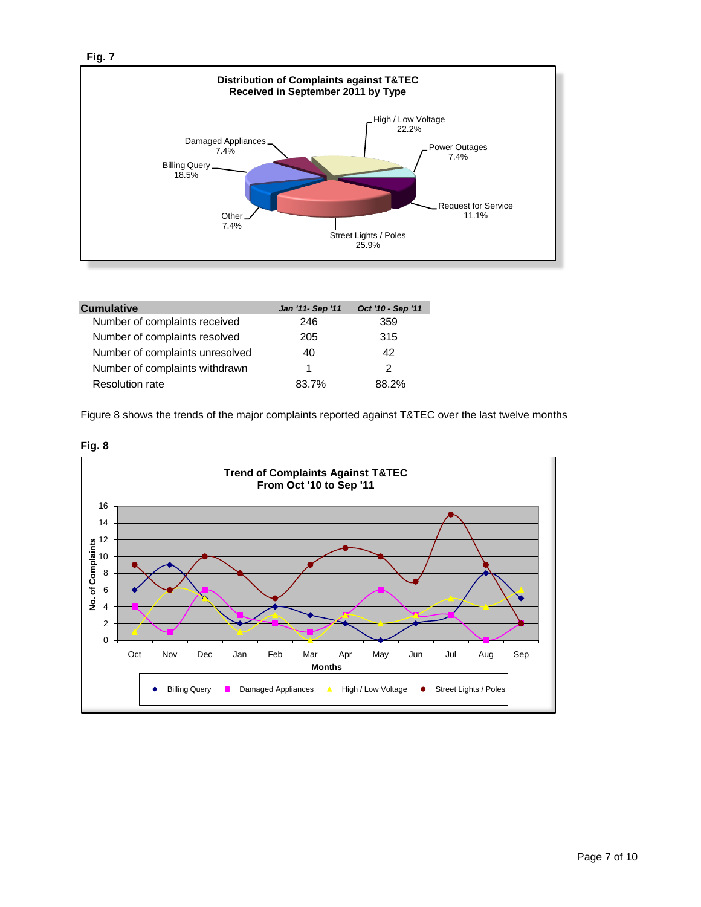**Fig. 7**

**Distribution of Complaints against T&TEC Received in September 2011 by Type**

| Type | Percentage |
|---|---|
| High / Low Voltage | 22.2% |
| Power Outages | 7.4% |
| Request for Service | 11.1% |
| Street Lights / Poles | 25.9% |
| Other | 7.4% |
| Billing Query | 18.5% |
| Damaged Appliances | 7.4% |

| **Cumulative** | ***Jan '11- Sep '11*** | ***Oct '10 - Sep '11*** |
|---|---|---|
| Number of complaints received | 246 | 359 |
| Number of complaints resolved | 205 | 315 |
| Number of complaints unresolved | 40 | 42 |
| Number of complaints withdrawn | 1 | 2 |
| Resolution rate | 83.7% | 88.2% |

Figure 8 shows the trends of the major complaints reported against T&TEC over the last twelve months

**Fig. 8**

**Trend of Complaints Against T&TEC From Oct '10 to Sep '11**

| Months | Billing Query | Damaged Appliances | High / Low Voltage | Street Lights / Poles |
|---|---|---|---|---|
| Oct | 6 | 4 | 1 | 9 |
| Nov | 9 | 1 | 6 | 6 |
| Dec | 5 | 6 | 5 | 10 |
| Jan | 2 | 3 | 1 | 8 |
| Feb | 4 | 2 | 3 | 5 |
| Mar | 3 | 1 | 0 | 9 |
| Apr | 2 | 3 | 3 | 11 |
| May | 0 | 6 | 2 | 10 |
| Jun | 2 | 3 | 3 | 7 |
| Jul | 3 | 3 | 5 | 15 |
| Aug | 8 | 0 | 4 | 9 |
| Sep | 5 | 2 | 6 | 2 |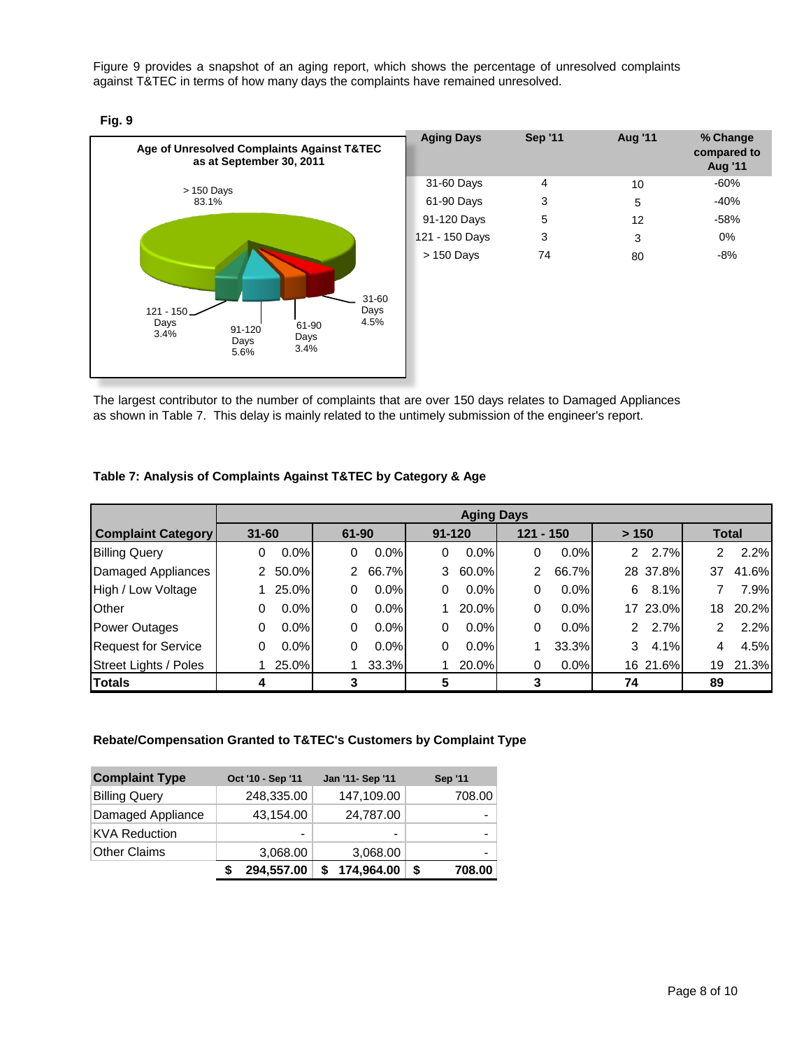Figure 9 provides a snapshot of an aging report, which shows the percentage of unresolved complaints against T&TEC in terms of how many days the complaints have remained unresolved.

**Fig. 9**

**Age of Unresolved Complaints Against T&TEC as at September 30, 2011**

| Aging Days | Sep '11 | Aug '11 | % Change compared to Aug '11 |
|---|---|---|---|
| 31-60 Days | 4 | 10 | -60% |
| 61-90 Days | 3 | 5 | -40% |
| 91-120 Days | 5 | 12 | -58% |
| 121 - 150 Days | 3 | 3 | 0% |
| > 150 Days | 74 | 80 | -8% |

The largest contributor to the number of complaints that are over 150 days relates to Damaged Appliances as shown in Table 7. This delay is mainly related to the untimely submission of the engineer's report.

**Table 7: Analysis of Complaints Against T&TEC by Category & Age**

| | Aging Days | | | | | | | | | | | |
|---|---|---|---|---|---|---|---|---|---|---|---|---|
| **Complaint Category** | **31-60** | | **61-90** | | **91-120** | | **121 - 150** | | **> 150** | | **Total** | |
| Billing Query | 0 | 0.0% | 0 | 0.0% | 0 | 0.0% | 0 | 0.0% | 2 | 2.7% | 2 | 2.2% |
| Damaged Appliances | 2 | 50.0% | 2 | 66.7% | 3 | 60.0% | 2 | 66.7% | 28 | 37.8% | 37 | 41.6% |
| High / Low Voltage | 1 | 25.0% | 0 | 0.0% | 0 | 0.0% | 0 | 0.0% | 6 | 8.1% | 7 | 7.9% |
| Other | 0 | 0.0% | 0 | 0.0% | 1 | 20.0% | 0 | 0.0% | 17 | 23.0% | 18 | 20.2% |
| Power Outages | 0 | 0.0% | 0 | 0.0% | 0 | 0.0% | 0 | 0.0% | 2 | 2.7% | 2 | 2.2% |
| Request for Service | 0 | 0.0% | 0 | 0.0% | 0 | 0.0% | 1 | 33.3% | 3 | 4.1% | 4 | 4.5% |
| Street Lights / Poles | 1 | 25.0% | 1 | 33.3% | 1 | 20.0% | 0 | 0.0% | 16 | 21.6% | 19 | 21.3% |
| **Totals** | **4** | | **3** | | **5** | | **3** | | **74** | | **89** | |

**Rebate/Compensation Granted to T&TEC's Customers by Complaint Type**

| Complaint Type | Oct '10 - Sep '11 | Jan '11- Sep '11 | Sep '11 |
|---|---|---|---|
| Billing Query | 248,335.00 | 147,109.00 | 708.00 |
| Damaged Appliance | 43,154.00 | 24,787.00 | - |
| KVA Reduction | - | - | - |
| Other Claims | 3,068.00 | 3,068.00 | - |
| | **$ 294,557.00** | **$ 174,964.00** | **$ 708.00** |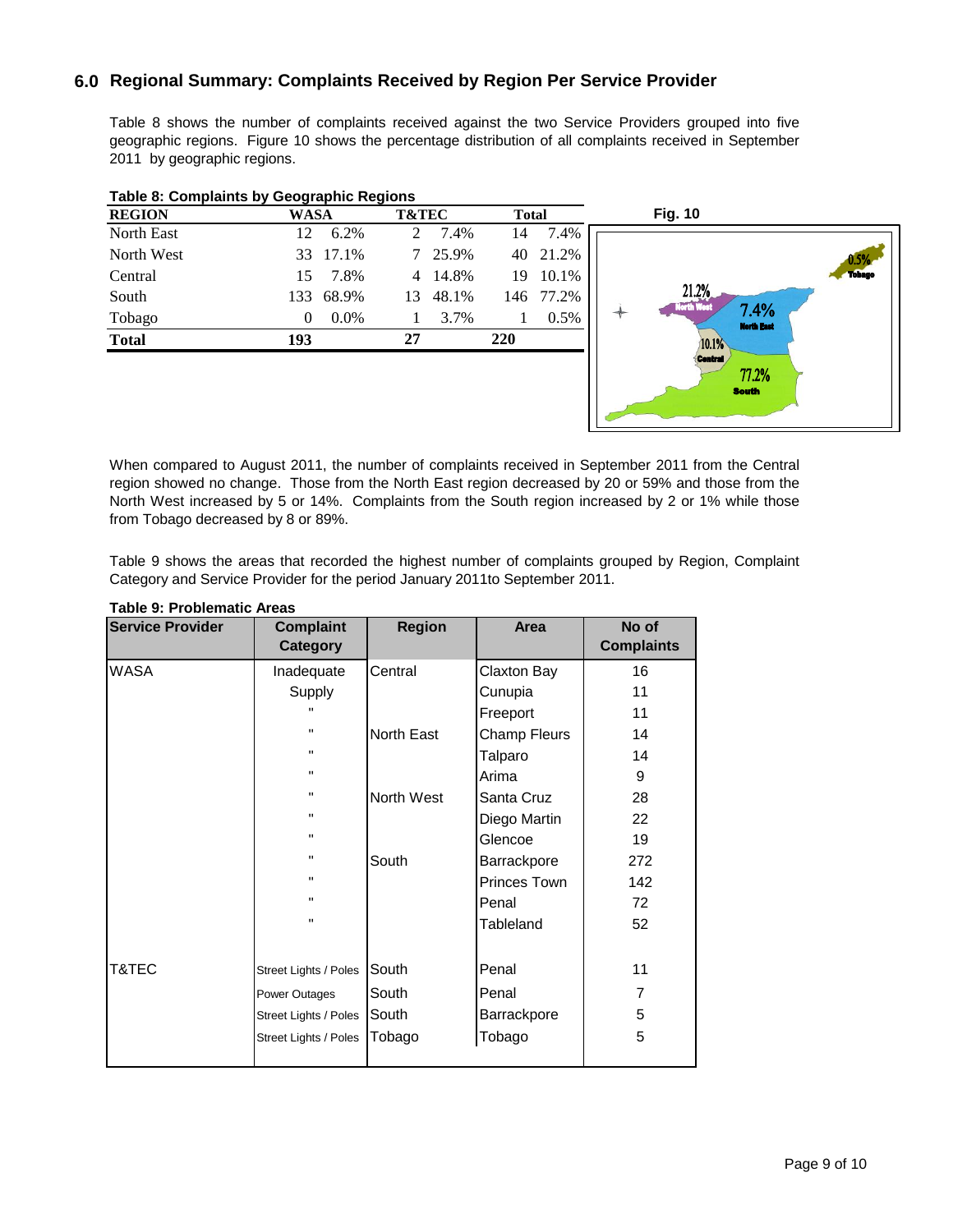## 6.0 Regional Summary: Complaints Received by Region Per Service Provider

Table 8 shows the number of complaints received against the two Service Providers grouped into five geographic regions. Figure 10 shows the percentage distribution of all complaints received in September 2011 by geographic regions.

**Table 8: Complaints by Geographic Regions**

| REGION | WASA | | T&TEC | | Total | |
|---|---|---|---|---|---|---|
| North East | 12 | 6.2% | 2 | 7.4% | 14 | 7.4% |
| North West | 33 | 17.1% | 7 | 25.9% | 40 | 21.2% |
| Central | 15 | 7.8% | 4 | 14.8% | 19 | 10.1% |
| South | 133 | 68.9% | 13 | 48.1% | 146 | 77.2% |
| Tobago | 0 | 0.0% | 1 | 3.7% | 1 | 0.5% |
| **Total** | **193** | | **27** | | **220** | |

**Fig. 10**

0.5% Tobago
21.2% North West
7.4% North East
10.1% Central
77.2% South

When compared to August 2011, the number of complaints received in September 2011 from the Central region showed no change. Those from the North East region decreased by 20 or 59% and those from the North West increased by 5 or 14%. Complaints from the South region increased by 2 or 1% while those from Tobago decreased by 8 or 89%.

Table 9 shows the areas that recorded the highest number of complaints grouped by Region, Complaint Category and Service Provider for the period January 2011to September 2011.

**Table 9: Problematic Areas**

| Service Provider | Complaint Category | Region | Area | No of Complaints |
|---|---|---|---|---|
| WASA | Inadequate Supply | Central | Claxton Bay | 16 |
| | " | | Cunupia | 11 |
| | " | | Freeport | 11 |
| | " | North East | Champ Fleurs | 14 |
| | " | | Talparo | 14 |
| | " | | Arima | 9 |
| | " | North West | Santa Cruz | 28 |
| | " | | Diego Martin | 22 |
| | " | | Glencoe | 19 |
| | " | South | Barrackpore | 272 |
| | " | | Princes Town | 142 |
| | " | | Penal | 72 |
| | " | | Tableland | 52 |
| T&TEC | Street Lights / Poles | South | Penal | 11 |
| | Power Outages | South | Penal | 7 |
| | Street Lights / Poles | South | Barrackpore | 5 |
| | Street Lights / Poles | Tobago | Tobago | 5 |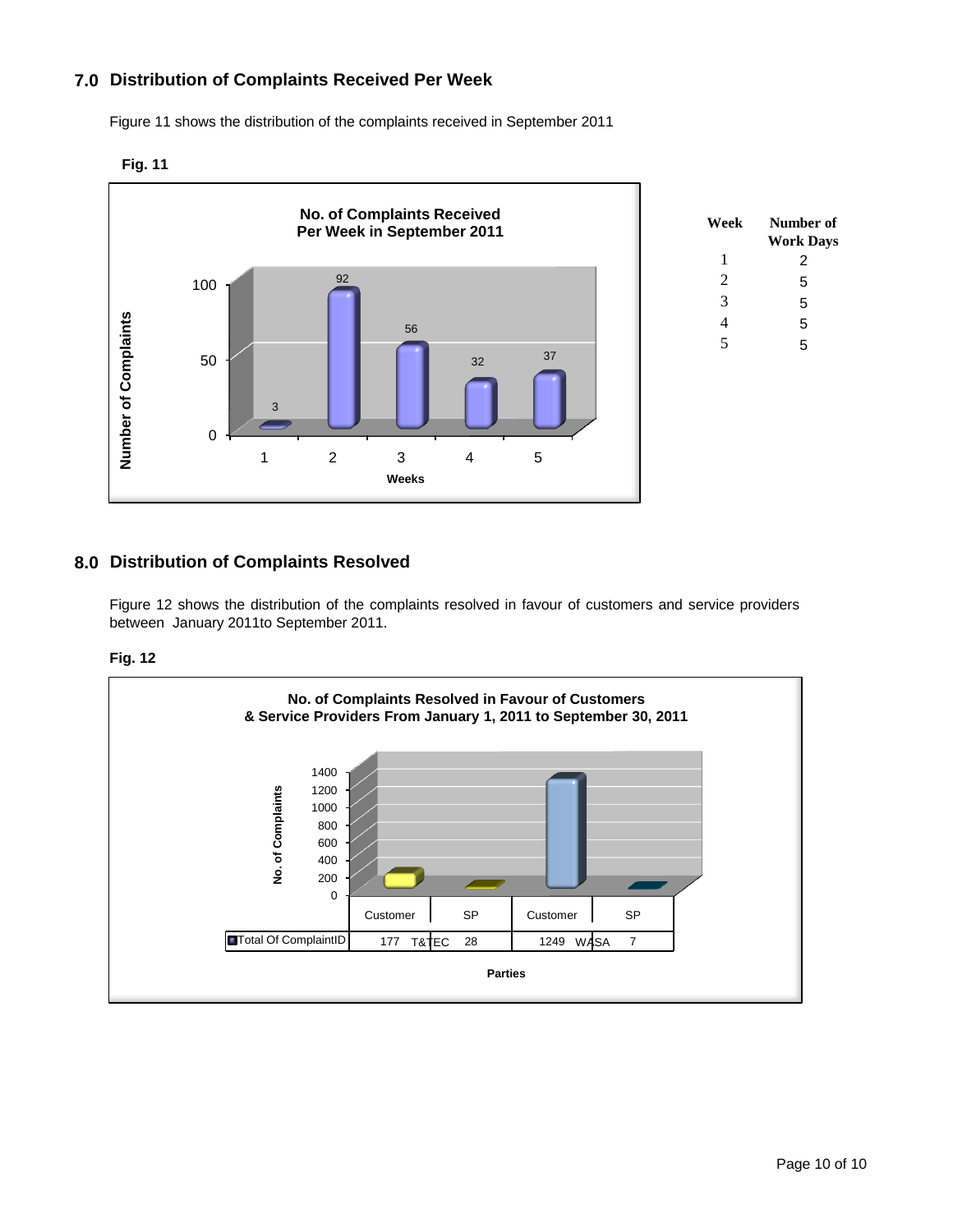## 7.0 Distribution of Complaints Received Per Week

Figure 11 shows the distribution of the complaints received in September 2011

**Fig. 11**

No. of Complaints Received Per Week in September 2011

Number of Complaints

100
50
0

3
92
56
32
37

1 2 3 4 5

Weeks

| Week | Number of Work Days |
|---|---|
| 1 | 2 |
| 2 | 5 |
| 3 | 5 |
| 4 | 5 |
| 5 | 5 |

## 8.0 Distribution of Complaints Resolved

Figure 12 shows the distribution of the complaints resolved in favour of customers and service providers between January 2011to September 2011.

**Fig. 12**

No. of Complaints Resolved in Favour of Customers & Service Providers From January 1, 2011 to September 30, 2011

No. of Complaints

1400
1200
1000
800
600
400
200
0

Customer SP Customer SP

Total Of ComplaintID 177 T&TEC 28 1249 WASA 7

Parties